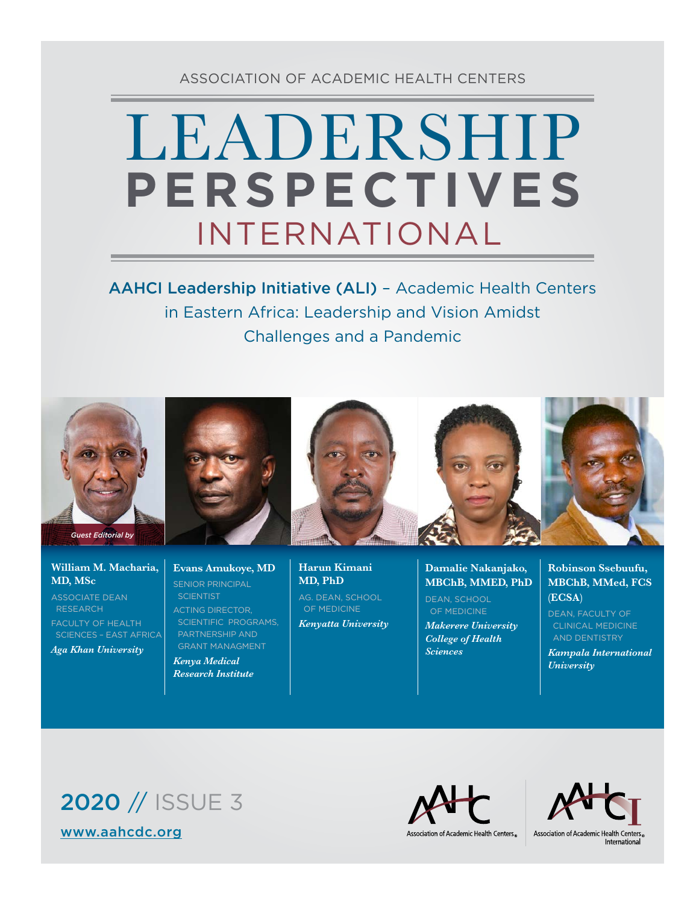ASSOCIATION OF ACADEMIC HEALTH CENTERS

# LEADERSHIP PERSPECTIVES INTERNATIONAL

## AAHCI Leadership Initiative (ALI) – Academic Health Centers in Eastern Africa: Leadership and Vision Amidst Challenges and a Pandemic

*Guest Editorial by*

**William M. Macharia, MD, MSc**
ASSOCIATE DEAN RESEARCH
FACULTY OF HEALTH SCIENCES – EAST AFRICA
*Aga Khan University*

**Evans Amukoye, MD**
SENIOR PRINCIPAL SCIENTIST
ACTING DIRECTOR, SCIENTIFIC PROGRAMS, PARTNERSHIP AND GRANT MANAGMENT
*Kenya Medical Research Institute*

**Harun Kimani MD, PhD**
AG. DEAN, SCHOOL OF MEDICINE
*Kenyatta University*

**Damalie Nakanjako, MBChB, MMED, PhD**
DEAN, SCHOOL OF MEDICINE
*Makerere University College of Health Sciences*

**Robinson Ssebuufu, MBChB, MMed, FCS (ECSA)**
DEAN, FACULTY OF CLINICAL MEDICINE AND DENTISTRY
*Kampala International University*

2020 // ISSUE 3

www.aahcdc.org

Association of Academic Health Centers

Association of Academic Health Centers International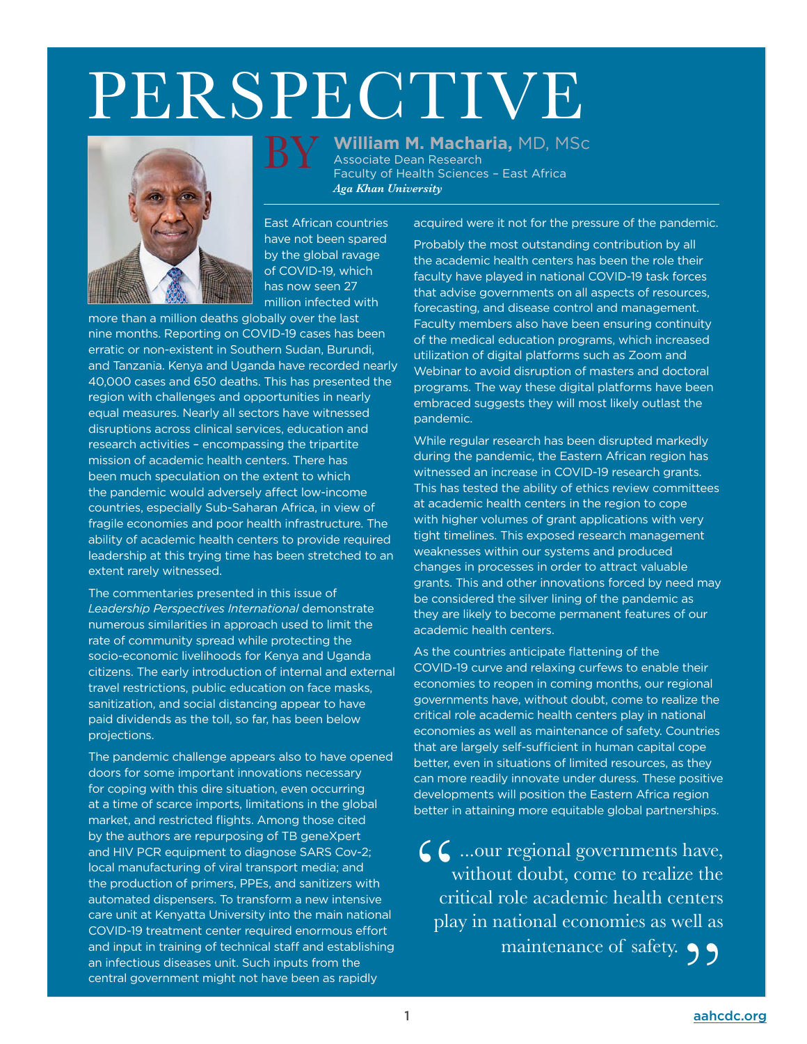# PERSPECTIVE

BY **William M. Macharia,** MD, MSc
Associate Dean Research
Faculty of Health Sciences – East Africa
*Aga Khan University*

East African countries have not been spared by the global ravage of COVID-19, which has now seen 27 million infected with more than a million deaths globally over the last nine months. Reporting on COVID-19 cases has been erratic or non-existent in Southern Sudan, Burundi, and Tanzania. Kenya and Uganda have recorded nearly 40,000 cases and 650 deaths. This has presented the region with challenges and opportunities in nearly equal measures. Nearly all sectors have witnessed disruptions across clinical services, education and research activities – encompassing the tripartite mission of academic health centers. There has been much speculation on the extent to which the pandemic would adversely affect low-income countries, especially Sub-Saharan Africa, in view of fragile economies and poor health infrastructure. The ability of academic health centers to provide required leadership at this trying time has been stretched to an extent rarely witnessed.

The commentaries presented in this issue of *Leadership Perspectives International* demonstrate numerous similarities in approach used to limit the rate of community spread while protecting the socio-economic livelihoods for Kenya and Uganda citizens. The early introduction of internal and external travel restrictions, public education on face masks, sanitization, and social distancing appear to have paid dividends as the toll, so far, has been below projections.

The pandemic challenge appears also to have opened doors for some important innovations necessary for coping with this dire situation, even occurring at a time of scarce imports, limitations in the global market, and restricted flights. Among those cited by the authors are repurposing of TB geneXpert and HIV PCR equipment to diagnose SARS Cov-2; local manufacturing of viral transport media; and the production of primers, PPEs, and sanitizers with automated dispensers. To transform a new intensive care unit at Kenyatta University into the main national COVID-19 treatment center required enormous effort and input in training of technical staff and establishing an infectious diseases unit. Such inputs from the central government might not have been as rapidly acquired were it not for the pressure of the pandemic.

Probably the most outstanding contribution by all the academic health centers has been the role their faculty have played in national COVID-19 task forces that advise governments on all aspects of resources, forecasting, and disease control and management. Faculty members also have been ensuring continuity of the medical education programs, which increased utilization of digital platforms such as Zoom and Webinar to avoid disruption of masters and doctoral programs. The way these digital platforms have been embraced suggests they will most likely outlast the pandemic.

While regular research has been disrupted markedly during the pandemic, the Eastern African region has witnessed an increase in COVID-19 research grants. This has tested the ability of ethics review committees at academic health centers in the region to cope with higher volumes of grant applications with very tight timelines. This exposed research management weaknesses within our systems and produced changes in processes in order to attract valuable grants. This and other innovations forced by need may be considered the silver lining of the pandemic as they are likely to become permanent features of our academic health centers.

As the countries anticipate flattening of the COVID-19 curve and relaxing curfews to enable their economies to reopen in coming months, our regional governments have, without doubt, come to realize the critical role academic health centers play in national economies as well as maintenance of safety. Countries that are largely self-sufficient in human capital cope better, even in situations of limited resources, as they can more readily innovate under duress. These positive developments will position the Eastern Africa region better in attaining more equitable global partnerships.

> "...our regional governments have, without doubt, come to realize the critical role academic health centers play in national economies as well as maintenance of safety."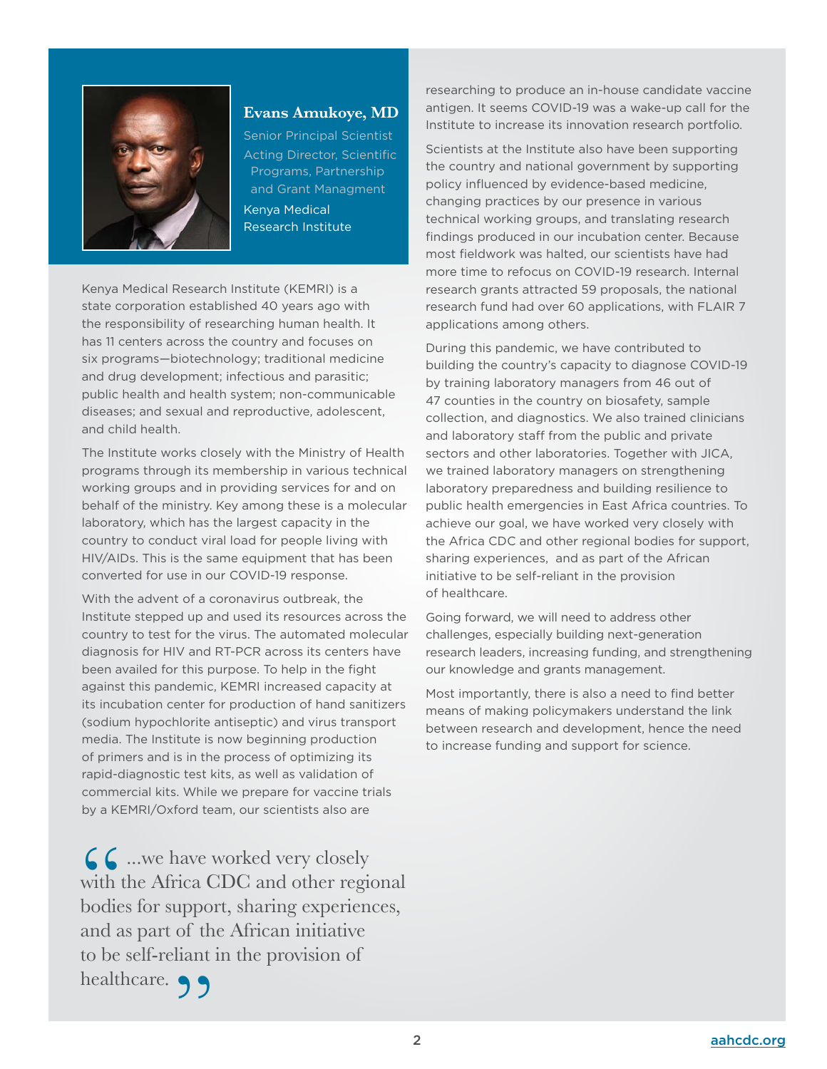## Evans Amukoye, MD

Senior Principal Scientist
Acting Director, Scientific Programs, Partnership and Grant Managment

Kenya Medical Research Institute

Kenya Medical Research Institute (KEMRI) is a state corporation established 40 years ago with the responsibility of researching human health. It has 11 centers across the country and focuses on six programs—biotechnology; traditional medicine and drug development; infectious and parasitic; public health and health system; non-communicable diseases; and sexual and reproductive, adolescent, and child health.

The Institute works closely with the Ministry of Health programs through its membership in various technical working groups and in providing services for and on behalf of the ministry. Key among these is a molecular laboratory, which has the largest capacity in the country to conduct viral load for people living with HIV/AIDs. This is the same equipment that has been converted for use in our COVID-19 response.

With the advent of a coronavirus outbreak, the Institute stepped up and used its resources across the country to test for the virus. The automated molecular diagnosis for HIV and RT-PCR across its centers have been availed for this purpose. To help in the fight against this pandemic, KEMRI increased capacity at its incubation center for production of hand sanitizers (sodium hypochlorite antiseptic) and virus transport media. The Institute is now beginning production of primers and is in the process of optimizing its rapid-diagnostic test kits, as well as validation of commercial kits. While we prepare for vaccine trials by a KEMRI/Oxford team, our scientists also are researching to produce an in-house candidate vaccine antigen. It seems COVID-19 was a wake-up call for the Institute to increase its innovation research portfolio.

Scientists at the Institute also have been supporting the country and national government by supporting policy influenced by evidence-based medicine, changing practices by our presence in various technical working groups, and translating research findings produced in our incubation center. Because most fieldwork was halted, our scientists have had more time to refocus on COVID-19 research. Internal research grants attracted 59 proposals, the national research fund had over 60 applications, with FLAIR 7 applications among others.

During this pandemic, we have contributed to building the country's capacity to diagnose COVID-19 by training laboratory managers from 46 out of 47 counties in the country on biosafety, sample collection, and diagnostics. We also trained clinicians and laboratory staff from the public and private sectors and other laboratories. Together with JICA, we trained laboratory managers on strengthening laboratory preparedness and building resilience to public health emergencies in East Africa countries. To achieve our goal, we have worked very closely with the Africa CDC and other regional bodies for support, sharing experiences, and as part of the African initiative to be self-reliant in the provision of healthcare.

Going forward, we will need to address other challenges, especially building next-generation research leaders, increasing funding, and strengthening our knowledge and grants management.

Most importantly, there is also a need to find better means of making policymakers understand the link between research and development, hence the need to increase funding and support for science.

> "...we have worked very closely with the Africa CDC and other regional bodies for support, sharing experiences, and as part of the African initiative to be self-reliant in the provision of healthcare."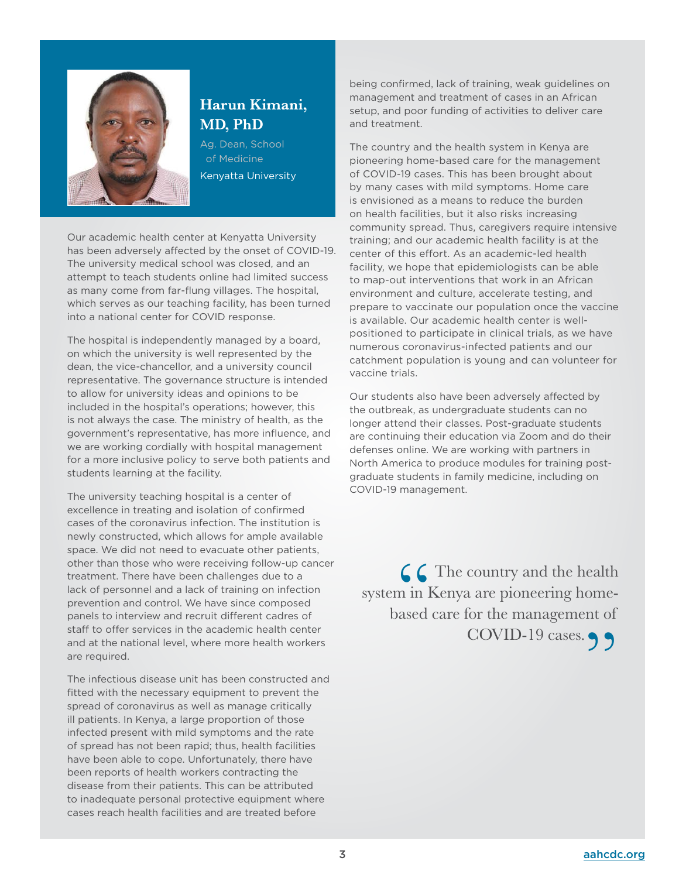## Harun Kimani, MD, PhD

Ag. Dean, School of Medicine

Kenyatta University

Our academic health center at Kenyatta University has been adversely affected by the onset of COVID-19. The university medical school was closed, and an attempt to teach students online had limited success as many come from far-flung villages. The hospital, which serves as our teaching facility, has been turned into a national center for COVID response.

The hospital is independently managed by a board, on which the university is well represented by the dean, the vice-chancellor, and a university council representative. The governance structure is intended to allow for university ideas and opinions to be included in the hospital's operations; however, this is not always the case. The ministry of health, as the government's representative, has more influence, and we are working cordially with hospital management for a more inclusive policy to serve both patients and students learning at the facility.

The university teaching hospital is a center of excellence in treating and isolation of confirmed cases of the coronavirus infection. The institution is newly constructed, which allows for ample available space. We did not need to evacuate other patients, other than those who were receiving follow-up cancer treatment. There have been challenges due to a lack of personnel and a lack of training on infection prevention and control. We have since composed panels to interview and recruit different cadres of staff to offer services in the academic health center and at the national level, where more health workers are required.

The infectious disease unit has been constructed and fitted with the necessary equipment to prevent the spread of coronavirus as well as manage critically ill patients. In Kenya, a large proportion of those infected present with mild symptoms and the rate of spread has not been rapid; thus, health facilities have been able to cope. Unfortunately, there have been reports of health workers contracting the disease from their patients. This can be attributed to inadequate personal protective equipment where cases reach health facilities and are treated before being confirmed, lack of training, weak guidelines on management and treatment of cases in an African setup, and poor funding of activities to deliver care and treatment.

The country and the health system in Kenya are pioneering home-based care for the management of COVID-19 cases. This has been brought about by many cases with mild symptoms. Home care is envisioned as a means to reduce the burden on health facilities, but it also risks increasing community spread. Thus, caregivers require intensive training; and our academic health facility is at the center of this effort. As an academic-led health facility, we hope that epidemiologists can be able to map-out interventions that work in an African environment and culture, accelerate testing, and prepare to vaccinate our population once the vaccine is available. Our academic health center is well-positioned to participate in clinical trials, as we have numerous coronavirus-infected patients and our catchment population is young and can volunteer for vaccine trials.

Our students also have been adversely affected by the outbreak, as undergraduate students can no longer attend their classes. Post-graduate students are continuing their education via Zoom and do their defenses online. We are working with partners in North America to produce modules for training post-graduate students in family medicine, including on COVID-19 management.

> "The country and the health system in Kenya are pioneering home-based care for the management of COVID-19 cases."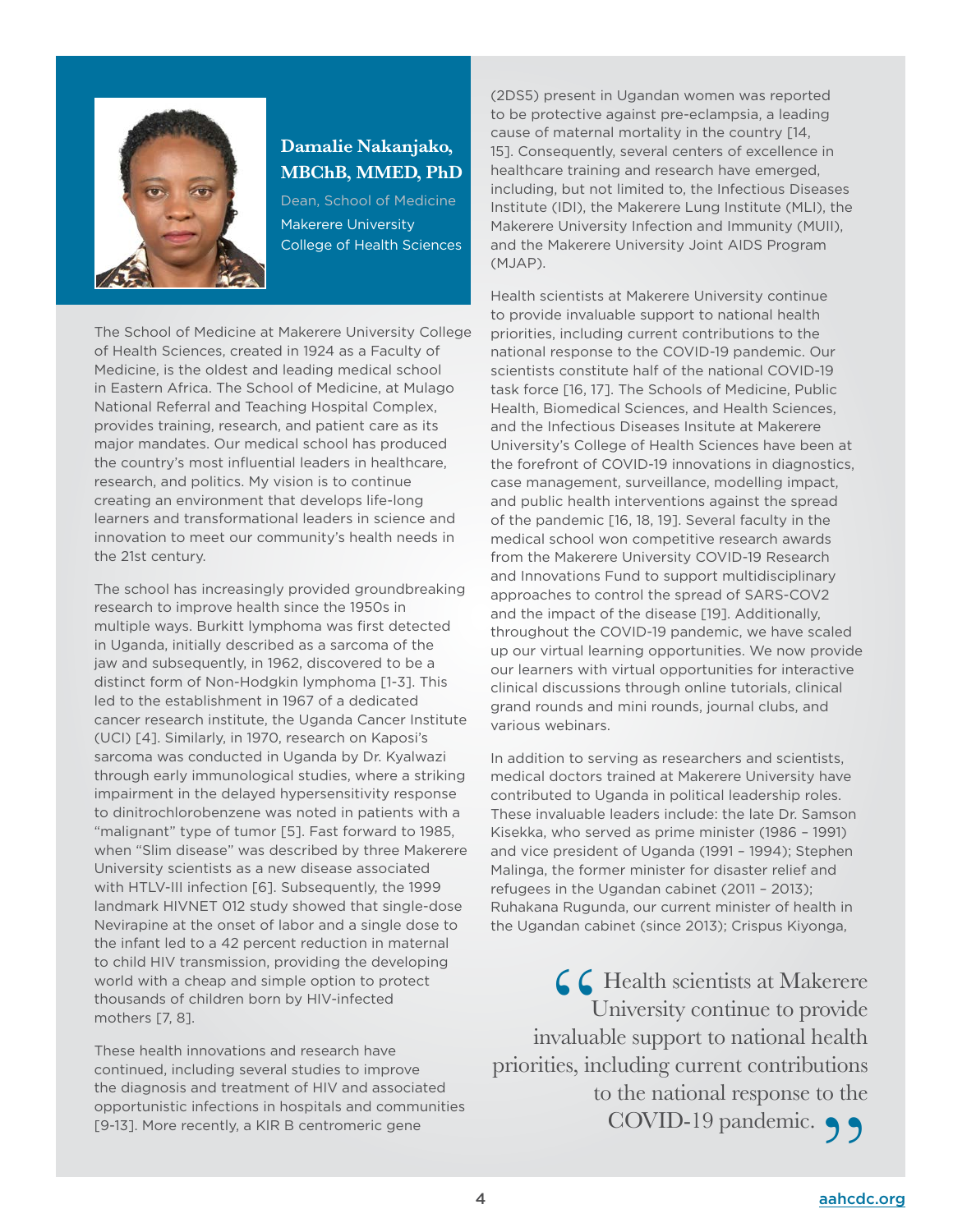**Damalie Nakanjako, MBChB, MMED, PhD**

Dean, School of Medicine
Makerere University College of Health Sciences

The School of Medicine at Makerere University College of Health Sciences, created in 1924 as a Faculty of Medicine, is the oldest and leading medical school in Eastern Africa. The School of Medicine, at Mulago National Referral and Teaching Hospital Complex, provides training, research, and patient care as its major mandates. Our medical school has produced the country's most influential leaders in healthcare, research, and politics. My vision is to continue creating an environment that develops life-long learners and transformational leaders in science and innovation to meet our community's health needs in the 21st century.

The school has increasingly provided groundbreaking research to improve health since the 1950s in multiple ways. Burkitt lymphoma was first detected in Uganda, initially described as a sarcoma of the jaw and subsequently, in 1962, discovered to be a distinct form of Non-Hodgkin lymphoma [1-3]. This led to the establishment in 1967 of a dedicated cancer research institute, the Uganda Cancer Institute (UCI) [4]. Similarly, in 1970, research on Kaposi's sarcoma was conducted in Uganda by Dr. Kyalwazi through early immunological studies, where a striking impairment in the delayed hypersensitivity response to dinitrochlorobenzene was noted in patients with a "malignant" type of tumor [5]. Fast forward to 1985, when "Slim disease" was described by three Makerere University scientists as a new disease associated with HTLV-III infection [6]. Subsequently, the 1999 landmark HIVNET 012 study showed that single-dose Nevirapine at the onset of labor and a single dose to the infant led to a 42 percent reduction in maternal to child HIV transmission, providing the developing world with a cheap and simple option to protect thousands of children born by HIV-infected mothers [7, 8].

These health innovations and research have continued, including several studies to improve the diagnosis and treatment of HIV and associated opportunistic infections in hospitals and communities [9-13]. More recently, a KIR B centromeric gene (2DS5) present in Ugandan women was reported to be protective against pre-eclampsia, a leading cause of maternal mortality in the country [14, 15]. Consequently, several centers of excellence in healthcare training and research have emerged, including, but not limited to, the Infectious Diseases Institute (IDI), the Makerere Lung Institute (MLI), the Makerere University Infection and Immunity (MUII), and the Makerere University Joint AIDS Program (MJAP).

Health scientists at Makerere University continue to provide invaluable support to national health priorities, including current contributions to the national response to the COVID-19 pandemic. Our scientists constitute half of the national COVID-19 task force [16, 17]. The Schools of Medicine, Public Health, Biomedical Sciences, and Health Sciences, and the Infectious Diseases Insitute at Makerere University's College of Health Sciences have been at the forefront of COVID-19 innovations in diagnostics, case management, surveillance, modelling impact, and public health interventions against the spread of the pandemic [16, 18, 19]. Several faculty in the medical school won competitive research awards from the Makerere University COVID-19 Research and Innovations Fund to support multidisciplinary approaches to control the spread of SARS-COV2 and the impact of the disease [19]. Additionally, throughout the COVID-19 pandemic, we have scaled up our virtual learning opportunities. We now provide our learners with virtual opportunities for interactive clinical discussions through online tutorials, clinical grand rounds and mini rounds, journal clubs, and various webinars.

In addition to serving as researchers and scientists, medical doctors trained at Makerere University have contributed to Uganda in political leadership roles. These invaluable leaders include: the late Dr. Samson Kisekka, who served as prime minister (1986 – 1991) and vice president of Uganda (1991 – 1994); Stephen Malinga, the former minister for disaster relief and refugees in the Ugandan cabinet (2011 – 2013); Ruhakana Rugunda, our current minister of health in the Ugandan cabinet (since 2013); Crispus Kiyonga,

> "Health scientists at Makerere University continue to provide invaluable support to national health priorities, including current contributions to the national response to the COVID-19 pandemic."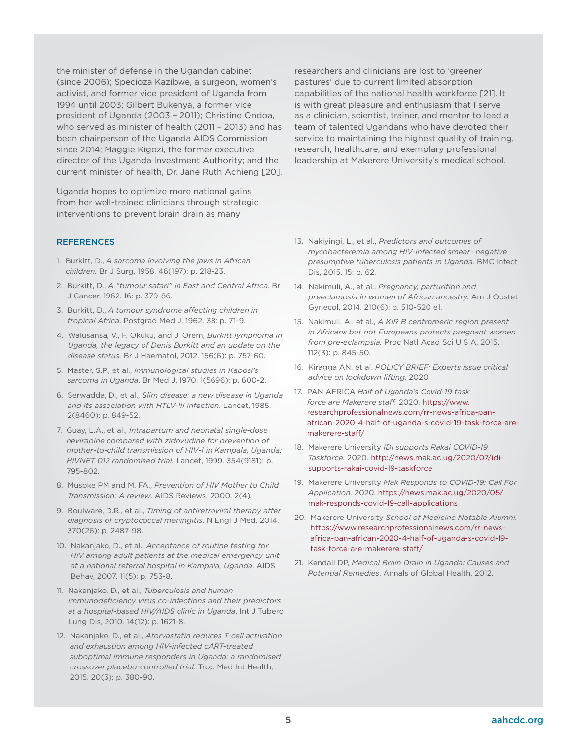the minister of defense in the Ugandan cabinet (since 2006); Specioza Kazibwe, a surgeon, women's activist, and former vice president of Uganda from 1994 until 2003; Gilbert Bukenya, a former vice president of Uganda (2003 – 2011); Christine Ondoa, who served as minister of health (2011 – 2013) and has been chairperson of the Uganda AIDS Commission since 2014; Maggie Kigozi, the former executive director of the Uganda Investment Authority; and the current minister of health, Dr. Jane Ruth Achieng [20].

Uganda hopes to optimize more national gains from her well-trained clinicians through strategic interventions to prevent brain drain as many researchers and clinicians are lost to 'greener pastures' due to current limited absorption capabilities of the national health workforce [21]. It is with great pleasure and enthusiasm that I serve as a clinician, scientist, trainer, and mentor to lead a team of talented Ugandans who have devoted their service to maintaining the highest quality of training, research, healthcare, and exemplary professional leadership at Makerere University's medical school.

## REFERENCES

1. Burkitt, D., *A sarcoma involving the jaws in African children.* Br J Surg, 1958. 46(197): p. 218-23.
2. Burkitt, D., *A "tumour safari" in East and Central Africa.* Br J Cancer, 1962. 16: p. 379-86.
3. Burkitt, D., *A tumour syndrome affecting children in tropical Africa.* Postgrad Med J, 1962. 38: p. 71-9.
4. Walusansa, V., F. Okuku, and J. Orem, *Burkitt lymphoma in Uganda, the legacy of Denis Burkitt and an update on the disease status.* Br J Haematol, 2012. 156(6): p. 757-60.
5. Master, S.P., et al., *Immunological studies in Kaposi's sarcoma in Uganda.* Br Med J, 1970. 1(5696): p. 600-2.
6. Serwadda, D., et al., *Slim disease: a new disease in Uganda and its association with HTLV-III infection.* Lancet, 1985. 2(8460): p. 849-52.
7. Guay, L.A., et al., *Intrapartum and neonatal single-dose nevirapine compared with zidovudine for prevention of mother-to-child transmission of HIV-1 in Kampala, Uganda: HIVNET 012 randomised trial.* Lancet, 1999. 354(9181): p. 795-802.
8. Musoke PM and M. FA., *Prevention of HIV Mother to Child Transmission: A review.* AIDS Reviews, 2000. 2(4).
9. Boulware, D.R., et al., *Timing of antiretroviral therapy after diagnosis of cryptococcal meningitis.* N Engl J Med, 2014. 370(26): p. 2487-98.
10. Nakanjako, D., et al., *Acceptance of routine testing for HIV among adult patients at the medical emergency unit at a national referral hospital in Kampala, Uganda.* AIDS Behav, 2007. 11(5): p. 753-8.
11. Nakanjako, D., et al., *Tuberculosis and human immunodeficiency virus co-infections and their predictors at a hospital-based HIV/AIDS clinic in Uganda.* Int J Tuberc Lung Dis, 2010. 14(12): p. 1621-8.
12. Nakanjako, D., et al., *Atorvastatin reduces T-cell activation and exhaustion among HIV-infected cART-treated suboptimal immune responders in Uganda: a randomised crossover placebo-controlled trial.* Trop Med Int Health, 2015. 20(3): p. 380-90.
13. Nakiyingi, L., et al., *Predictors and outcomes of mycobacteremia among HIV-infected smear- negative presumptive tuberculosis patients in Uganda.* BMC Infect Dis, 2015. 15: p. 62.
14. Nakimuli, A., et al., *Pregnancy, parturition and preeclampsia in women of African ancestry.* Am J Obstet Gynecol, 2014. 210(6): p. 510-520 e1.
15. Nakimuli, A., et al., *A KIR B centromeric region present in Africans but not Europeans protects pregnant women from pre-eclampsia.* Proc Natl Acad Sci U S A, 2015. 112(3): p. 845-50.
16. Kiragga AN, et al. *POLICY BRIEF: Experts issue critical advice on lockdown lifting.* 2020.
17. PAN AFRICA *Half of Uganda's Covid-19 task force are Makerere staff.* 2020. https://www.researchprofessionalnews.com/rr-news-africa-pan-african-2020-4-half-of-uganda-s-covid-19-task-force-are-makerere-staff/
18. Makerere University *IDI supports Rakai COVID-19 Taskforce.* 2020. http://news.mak.ac.ug/2020/07/idi-supports-rakai-covid-19-taskforce
19. Makerere University *Mak Responds to COVID-19: Call For Application.* 2020. https://news.mak.ac.ug/2020/05/mak-responds-covid-19-call-applications
20. Makerere University *School of Medicine Notable Alumni.* https://www.researchprofessionalnews.com/rr-news-africa-pan-african-2020-4-half-of-uganda-s-covid-19-task-force-are-makerere-staff/
21. Kendall DP, *Medical Brain Drain in Uganda: Causes and Potential Remedies.* Annals of Global Health, 2012.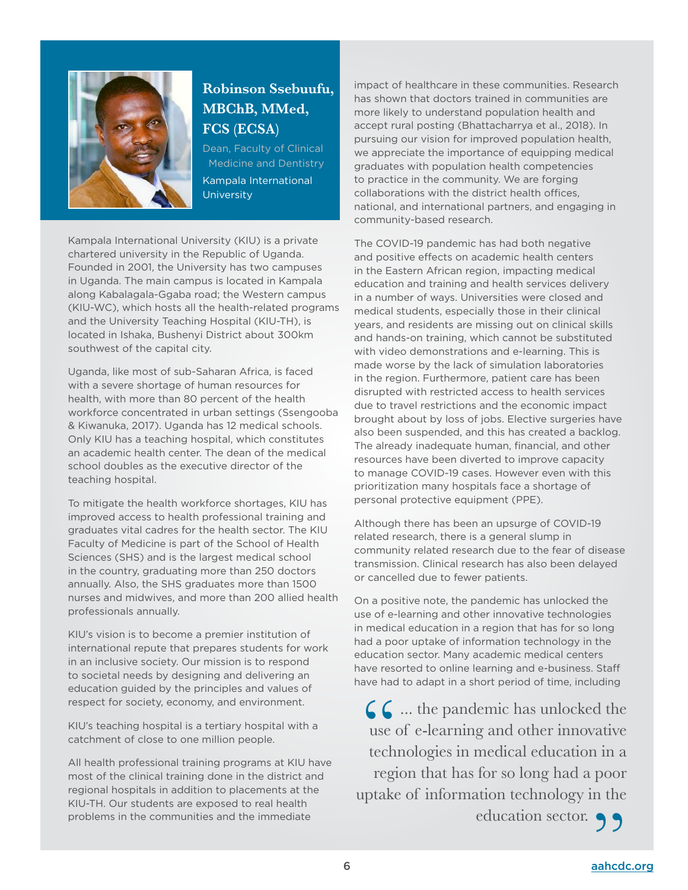## Robinson Ssebuufu, MBChB, MMed, FCS (ECSA)

Dean, Faculty of Clinical Medicine and Dentistry

Kampala International University

Kampala International University (KIU) is a private chartered university in the Republic of Uganda. Founded in 2001, the University has two campuses in Uganda. The main campus is located in Kampala along Kabalagala-Ggaba road; the Western campus (KIU-WC), which hosts all the health-related programs and the University Teaching Hospital (KIU-TH), is located in Ishaka, Bushenyi District about 300km southwest of the capital city.

Uganda, like most of sub-Saharan Africa, is faced with a severe shortage of human resources for health, with more than 80 percent of the health workforce concentrated in urban settings (Ssengooba & Kiwanuka, 2017). Uganda has 12 medical schools. Only KIU has a teaching hospital, which constitutes an academic health center. The dean of the medical school doubles as the executive director of the teaching hospital.

To mitigate the health workforce shortages, KIU has improved access to health professional training and graduates vital cadres for the health sector. The KIU Faculty of Medicine is part of the School of Health Sciences (SHS) and is the largest medical school in the country, graduating more than 250 doctors annually. Also, the SHS graduates more than 1500 nurses and midwives, and more than 200 allied health professionals annually.

KIU's vision is to become a premier institution of international repute that prepares students for work in an inclusive society. Our mission is to respond to societal needs by designing and delivering an education guided by the principles and values of respect for society, economy, and environment.

KIU's teaching hospital is a tertiary hospital with a catchment of close to one million people.

All health professional training programs at KIU have most of the clinical training done in the district and regional hospitals in addition to placements at the KIU-TH. Our students are exposed to real health problems in the communities and the immediate impact of healthcare in these communities. Research has shown that doctors trained in communities are more likely to understand population health and accept rural posting (Bhattacharrya et al., 2018). In pursuing our vision for improved population health, we appreciate the importance of equipping medical graduates with population health competencies to practice in the community. We are forging collaborations with the district health offices, national, and international partners, and engaging in community-based research.

The COVID-19 pandemic has had both negative and positive effects on academic health centers in the Eastern African region, impacting medical education and training and health services delivery in a number of ways. Universities were closed and medical students, especially those in their clinical years, and residents are missing out on clinical skills and hands-on training, which cannot be substituted with video demonstrations and e-learning. This is made worse by the lack of simulation laboratories in the region. Furthermore, patient care has been disrupted with restricted access to health services due to travel restrictions and the economic impact brought about by loss of jobs. Elective surgeries have also been suspended, and this has created a backlog. The already inadequate human, financial, and other resources have been diverted to improve capacity to manage COVID-19 cases. However even with this prioritization many hospitals face a shortage of personal protective equipment (PPE).

Although there has been an upsurge of COVID-19 related research, there is a general slump in community related research due to the fear of disease transmission. Clinical research has also been delayed or cancelled due to fewer patients.

On a positive note, the pandemic has unlocked the use of e-learning and other innovative technologies in medical education in a region that has for so long had a poor uptake of information technology in the education sector. Many academic medical centers have resorted to online learning and e-business. Staff have had to adapt in a short period of time, including

> "... the pandemic has unlocked the use of e-learning and other innovative technologies in medical education in a region that has for so long had a poor uptake of information technology in the education sector."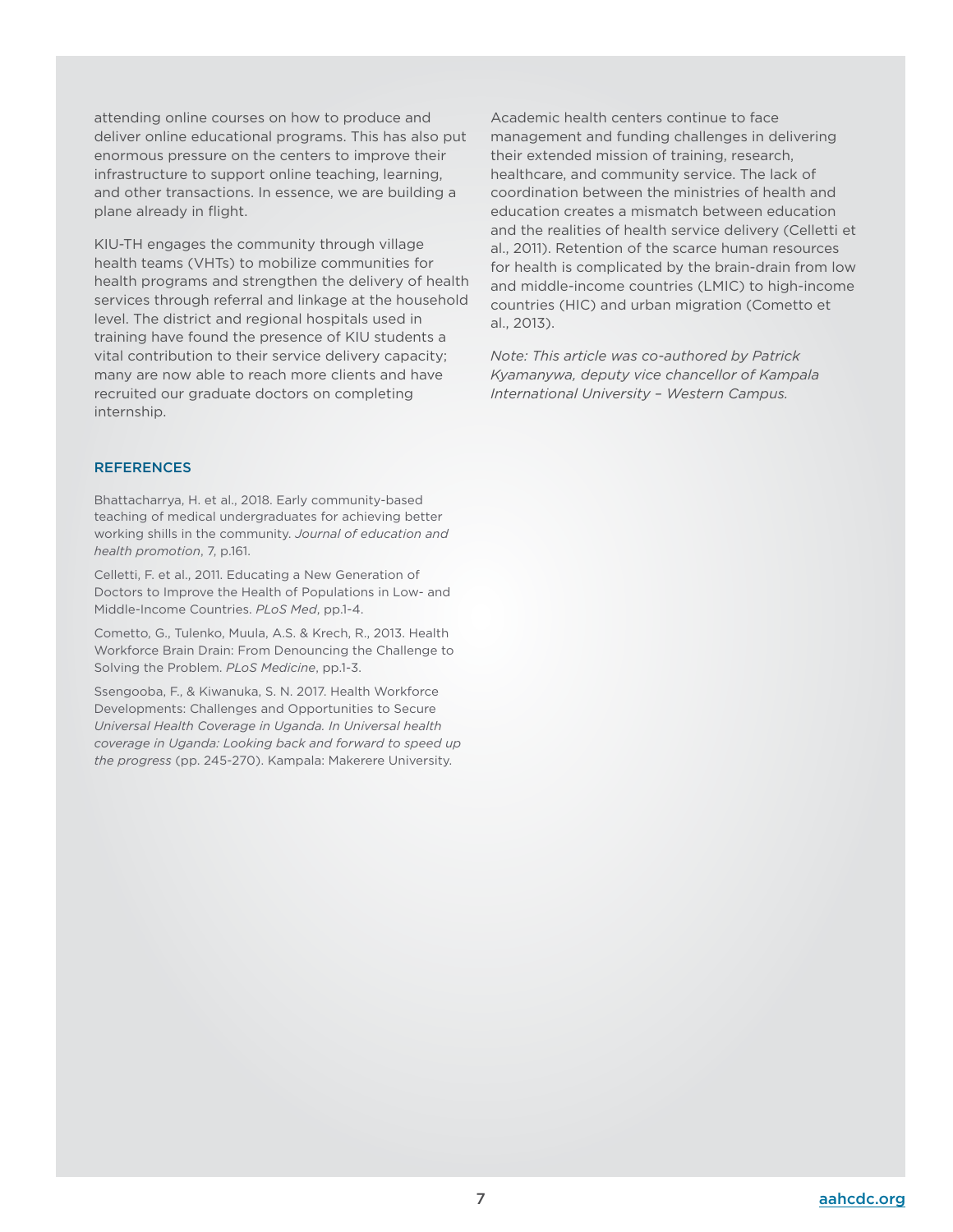attending online courses on how to produce and deliver online educational programs. This has also put enormous pressure on the centers to improve their infrastructure to support online teaching, learning, and other transactions. In essence, we are building a plane already in flight.

KIU-TH engages the community through village health teams (VHTs) to mobilize communities for health programs and strengthen the delivery of health services through referral and linkage at the household level. The district and regional hospitals used in training have found the presence of KIU students a vital contribution to their service delivery capacity; many are now able to reach more clients and have recruited our graduate doctors on completing internship.

Academic health centers continue to face management and funding challenges in delivering their extended mission of training, research, healthcare, and community service. The lack of coordination between the ministries of health and education creates a mismatch between education and the realities of health service delivery (Celletti et al., 2011). Retention of the scarce human resources for health is complicated by the brain-drain from low and middle-income countries (LMIC) to high-income countries (HIC) and urban migration (Cometto et al., 2013).

*Note: This article was co-authored by Patrick Kyamanywa, deputy vice chancellor of Kampala International University – Western Campus.*

## REFERENCES

Bhattacharrya, H. et al., 2018. Early community-based teaching of medical undergraduates for achieving better working shills in the community. *Journal of education and health promotion*, 7, p.161.

Celletti, F. et al., 2011. Educating a New Generation of Doctors to Improve the Health of Populations in Low- and Middle-Income Countries. *PLoS Med*, pp.1-4.

Cometto, G., Tulenko, Muula, A.S. & Krech, R., 2013. Health Workforce Brain Drain: From Denouncing the Challenge to Solving the Problem. *PLoS Medicine*, pp.1-3.

Ssengooba, F., & Kiwanuka, S. N. 2017. Health Workforce Developments: Challenges and Opportunities to Secure *Universal Health Coverage in Uganda. In Universal health coverage in Uganda: Looking back and forward to speed up the progress* (pp. 245-270). Kampala: Makerere University.